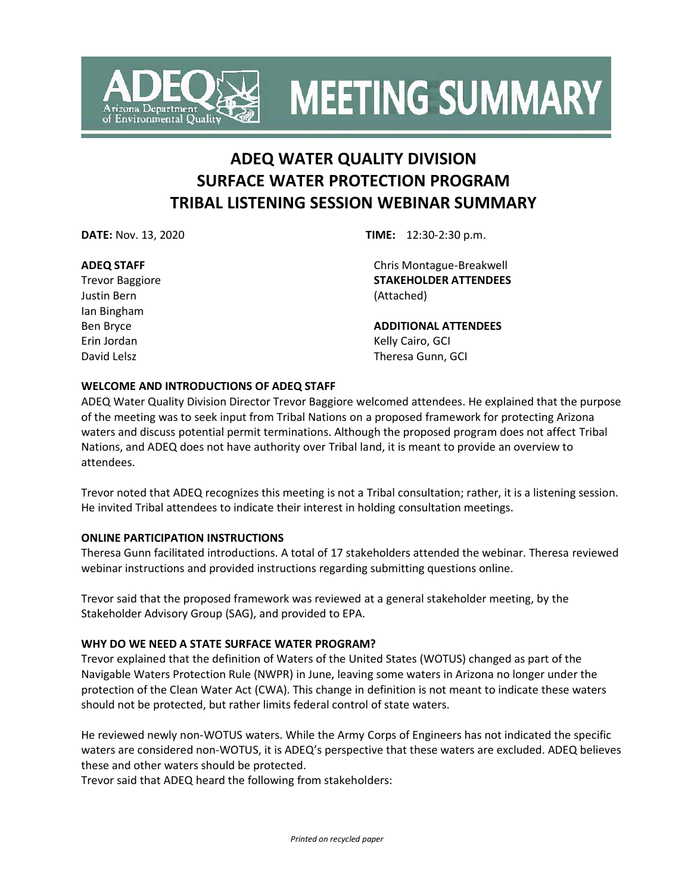**MEETING SUMMARY**

# ADEQ WATER QUALITY DIVISION
# SURFACE WATER PROTECTION PROGRAM
# TRIBAL LISTENING SESSION WEBINAR SUMMARY

**DATE:** Nov. 13, 2020

**TIME:** 12:30-2:30 p.m.

**ADEQ STAFF**
Trevor Baggiore
Justin Bern
Ian Bingham
Ben Bryce
Erin Jordan
David Lelsz
Chris Montague-Breakwell

**STAKEHOLDER ATTENDEES**
(Attached)

**ADDITIONAL ATTENDEES**
Kelly Cairo, GCI
Theresa Gunn, GCI

**WELCOME AND INTRODUCTIONS OF ADEQ STAFF**

ADEQ Water Quality Division Director Trevor Baggiore welcomed attendees. He explained that the purpose of the meeting was to seek input from Tribal Nations on a proposed framework for protecting Arizona waters and discuss potential permit terminations. Although the proposed program does not affect Tribal Nations, and ADEQ does not have authority over Tribal land, it is meant to provide an overview to attendees.

Trevor noted that ADEQ recognizes this meeting is not a Tribal consultation; rather, it is a listening session. He invited Tribal attendees to indicate their interest in holding consultation meetings.

**ONLINE PARTICIPATION INSTRUCTIONS**

Theresa Gunn facilitated introductions. A total of 17 stakeholders attended the webinar. Theresa reviewed webinar instructions and provided instructions regarding submitting questions online.

Trevor said that the proposed framework was reviewed at a general stakeholder meeting, by the Stakeholder Advisory Group (SAG), and provided to EPA.

**WHY DO WE NEED A STATE SURFACE WATER PROGRAM?**

Trevor explained that the definition of Waters of the United States (WOTUS) changed as part of the Navigable Waters Protection Rule (NWPR) in June, leaving some waters in Arizona no longer under the protection of the Clean Water Act (CWA). This change in definition is not meant to indicate these waters should not be protected, but rather limits federal control of state waters.

He reviewed newly non-WOTUS waters. While the Army Corps of Engineers has not indicated the specific waters are considered non-WOTUS, it is ADEQ's perspective that these waters are excluded. ADEQ believes these and other waters should be protected.

Trevor said that ADEQ heard the following from stakeholders: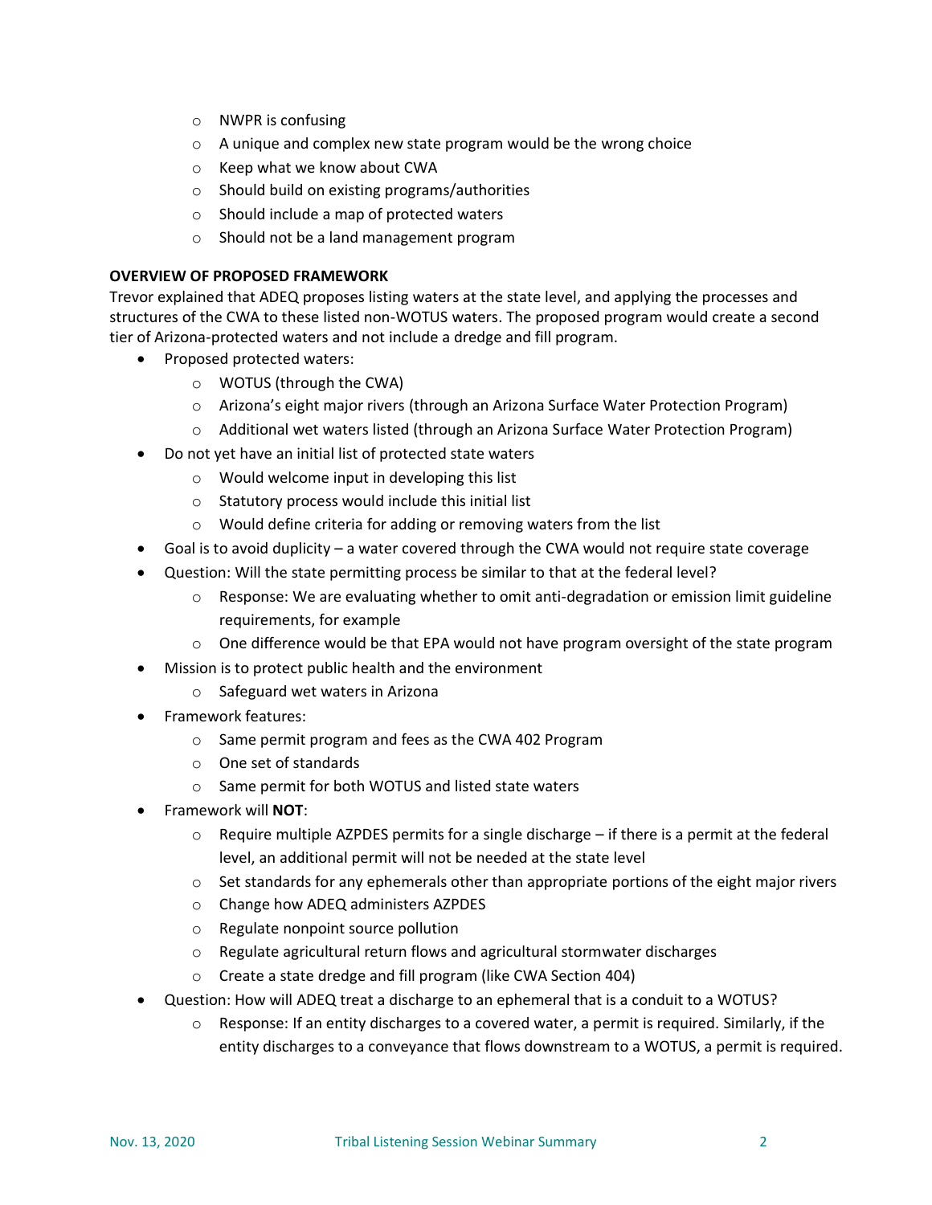- NWPR is confusing
- A unique and complex new state program would be the wrong choice
- Keep what we know about CWA
- Should build on existing programs/authorities
- Should include a map of protected waters
- Should not be a land management program

**OVERVIEW OF PROPOSED FRAMEWORK**

Trevor explained that ADEQ proposes listing waters at the state level, and applying the processes and structures of the CWA to these listed non-WOTUS waters. The proposed program would create a second tier of Arizona-protected waters and not include a dredge and fill program.

- Proposed protected waters:
  - WOTUS (through the CWA)
  - Arizona's eight major rivers (through an Arizona Surface Water Protection Program)
  - Additional wet waters listed (through an Arizona Surface Water Protection Program)
- Do not yet have an initial list of protected state waters
  - Would welcome input in developing this list
  - Statutory process would include this initial list
  - Would define criteria for adding or removing waters from the list
- Goal is to avoid duplicity – a water covered through the CWA would not require state coverage
- Question: Will the state permitting process be similar to that at the federal level?
  - Response: We are evaluating whether to omit anti-degradation or emission limit guideline requirements, for example
  - One difference would be that EPA would not have program oversight of the state program
- Mission is to protect public health and the environment
  - Safeguard wet waters in Arizona
- Framework features:
  - Same permit program and fees as the CWA 402 Program
  - One set of standards
  - Same permit for both WOTUS and listed state waters
- Framework will **NOT**:
  - Require multiple AZPDES permits for a single discharge – if there is a permit at the federal level, an additional permit will not be needed at the state level
  - Set standards for any ephemerals other than appropriate portions of the eight major rivers
  - Change how ADEQ administers AZPDES
  - Regulate nonpoint source pollution
  - Regulate agricultural return flows and agricultural stormwater discharges
  - Create a state dredge and fill program (like CWA Section 404)
- Question: How will ADEQ treat a discharge to an ephemeral that is a conduit to a WOTUS?
  - Response: If an entity discharges to a covered water, a permit is required. Similarly, if the entity discharges to a conveyance that flows downstream to a WOTUS, a permit is required.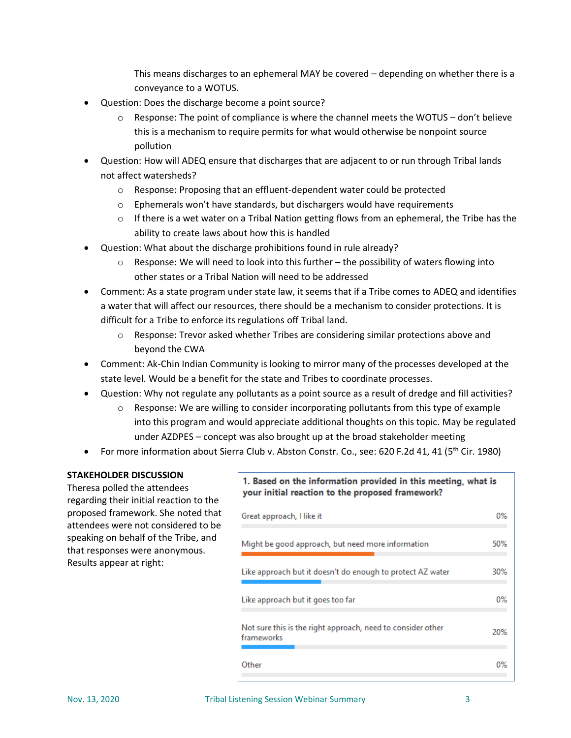This means discharges to an ephemeral MAY be covered – depending on whether there is a conveyance to a WOTUS.

- Question: Does the discharge become a point source?
  - Response: The point of compliance is where the channel meets the WOTUS – don't believe this is a mechanism to require permits for what would otherwise be nonpoint source pollution
- Question: How will ADEQ ensure that discharges that are adjacent to or run through Tribal lands not affect watersheds?
  - Response: Proposing that an effluent-dependent water could be protected
  - Ephemerals won't have standards, but dischargers would have requirements
  - If there is a wet water on a Tribal Nation getting flows from an ephemeral, the Tribe has the ability to create laws about how this is handled
- Question: What about the discharge prohibitions found in rule already?
  - Response: We will need to look into this further – the possibility of waters flowing into other states or a Tribal Nation will need to be addressed
- Comment: As a state program under state law, it seems that if a Tribe comes to ADEQ and identifies a water that will affect our resources, there should be a mechanism to consider protections. It is difficult for a Tribe to enforce its regulations off Tribal land.
  - Response: Trevor asked whether Tribes are considering similar protections above and beyond the CWA
- Comment: Ak-Chin Indian Community is looking to mirror many of the processes developed at the state level. Would be a benefit for the state and Tribes to coordinate processes.
- Question: Why not regulate any pollutants as a point source as a result of dredge and fill activities?
  - Response: We are willing to consider incorporating pollutants from this type of example into this program and would appreciate additional thoughts on this topic. May be regulated under AZDPES – concept was also brought up at the broad stakeholder meeting
- For more information about Sierra Club v. Abston Constr. Co., see: 620 F.2d 41, 41 (5th Cir. 1980)

**STAKEHOLDER DISCUSSION**

Theresa polled the attendees regarding their initial reaction to the proposed framework. She noted that attendees were not considered to be speaking on behalf of the Tribe, and that responses were anonymous. Results appear at right:

**1. Based on the information provided in this meeting, what is your initial reaction to the proposed framework?**

| Response | Percent |
| --- | --- |
| Great approach, I like it | 0% |
| Might be good approach, but need more information | 50% |
| Like approach but it doesn't do enough to protect AZ water | 30% |
| Like approach but it goes too far | 0% |
| Not sure this is the right approach, need to consider other frameworks | 20% |
| Other | 0% |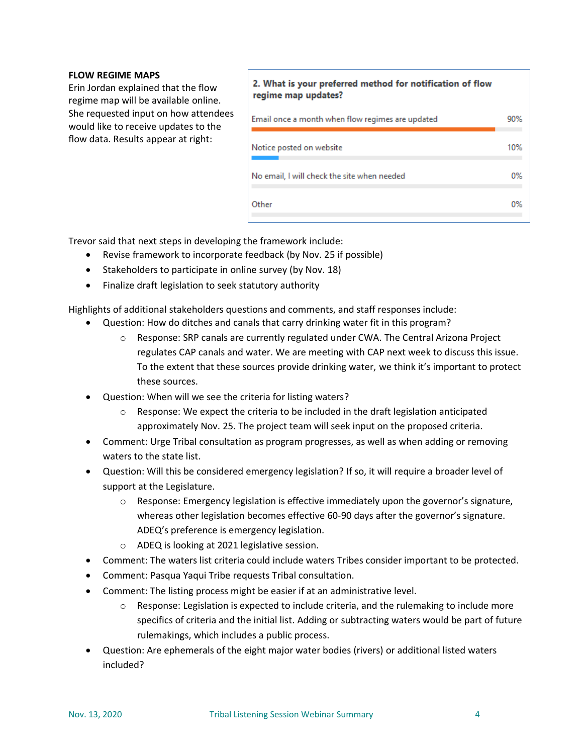**FLOW REGIME MAPS**

Erin Jordan explained that the flow regime map will be available online. She requested input on how attendees would like to receive updates to the flow data. Results appear at right:

**2. What is your preferred method for notification of flow regime map updates?**

| Option | Percentage |
| --- | --- |
| Email once a month when flow regimes are updated | 90% |
| Notice posted on website | 10% |
| No email, I will check the site when needed | 0% |
| Other | 0% |

Trevor said that next steps in developing the framework include:

- Revise framework to incorporate feedback (by Nov. 25 if possible)
- Stakeholders to participate in online survey (by Nov. 18)
- Finalize draft legislation to seek statutory authority

Highlights of additional stakeholders questions and comments, and staff responses include:

- Question: How do ditches and canals that carry drinking water fit in this program?
  - Response: SRP canals are currently regulated under CWA. The Central Arizona Project regulates CAP canals and water. We are meeting with CAP next week to discuss this issue. To the extent that these sources provide drinking water, we think it's important to protect these sources.
- Question: When will we see the criteria for listing waters?
  - Response: We expect the criteria to be included in the draft legislation anticipated approximately Nov. 25. The project team will seek input on the proposed criteria.
- Comment: Urge Tribal consultation as program progresses, as well as when adding or removing waters to the state list.
- Question: Will this be considered emergency legislation? If so, it will require a broader level of support at the Legislature.
  - Response: Emergency legislation is effective immediately upon the governor's signature, whereas other legislation becomes effective 60-90 days after the governor's signature. ADEQ's preference is emergency legislation.
  - ADEQ is looking at 2021 legislative session.
- Comment: The waters list criteria could include waters Tribes consider important to be protected.
- Comment: Pasqua Yaqui Tribe requests Tribal consultation.
- Comment: The listing process might be easier if at an administrative level.
  - Response: Legislation is expected to include criteria, and the rulemaking to include more specifics of criteria and the initial list. Adding or subtracting waters would be part of future rulemakings, which includes a public process.
- Question: Are ephemerals of the eight major water bodies (rivers) or additional listed waters included?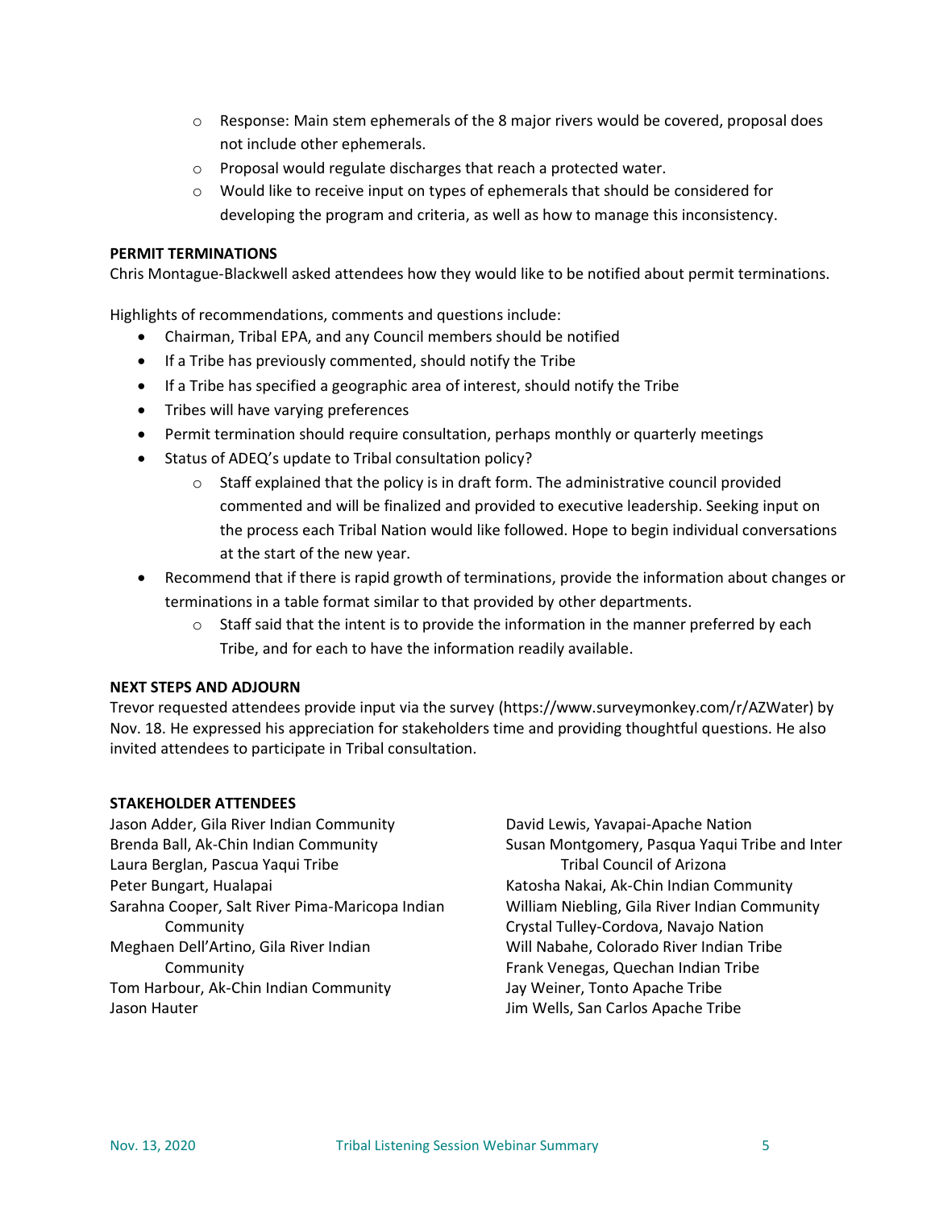- Response: Main stem ephemerals of the 8 major rivers would be covered, proposal does not include other ephemerals.
    - Proposal would regulate discharges that reach a protected water.
    - Would like to receive input on types of ephemerals that should be considered for developing the program and criteria, as well as how to manage this inconsistency.

**PERMIT TERMINATIONS**

Chris Montague-Blackwell asked attendees how they would like to be notified about permit terminations.

Highlights of recommendations, comments and questions include:

- Chairman, Tribal EPA, and any Council members should be notified
- If a Tribe has previously commented, should notify the Tribe
- If a Tribe has specified a geographic area of interest, should notify the Tribe
- Tribes will have varying preferences
- Permit termination should require consultation, perhaps monthly or quarterly meetings
- Status of ADEQ's update to Tribal consultation policy?
    - Staff explained that the policy is in draft form. The administrative council provided commented and will be finalized and provided to executive leadership. Seeking input on the process each Tribal Nation would like followed. Hope to begin individual conversations at the start of the new year.
- Recommend that if there is rapid growth of terminations, provide the information about changes or terminations in a table format similar to that provided by other departments.
    - Staff said that the intent is to provide the information in the manner preferred by each Tribe, and for each to have the information readily available.

**NEXT STEPS AND ADJOURN**

Trevor requested attendees provide input via the survey (https://www.surveymonkey.com/r/AZWater) by Nov. 18. He expressed his appreciation for stakeholders time and providing thoughtful questions. He also invited attendees to participate in Tribal consultation.

**STAKEHOLDER ATTENDEES**

Jason Adder, Gila River Indian Community
Brenda Ball, Ak-Chin Indian Community
Laura Berglan, Pascua Yaqui Tribe
Peter Bungart, Hualapai
Sarahna Cooper, Salt River Pima-Maricopa Indian Community
Meghaen Dell'Artino, Gila River Indian Community
Tom Harbour, Ak-Chin Indian Community
Jason Hauter
David Lewis, Yavapai-Apache Nation
Susan Montgomery, Pasqua Yaqui Tribe and Inter Tribal Council of Arizona
Katosha Nakai, Ak-Chin Indian Community
William Niebling, Gila River Indian Community
Crystal Tulley-Cordova, Navajo Nation
Will Nabahe, Colorado River Indian Tribe
Frank Venegas, Quechan Indian Tribe
Jay Weiner, Tonto Apache Tribe
Jim Wells, San Carlos Apache Tribe